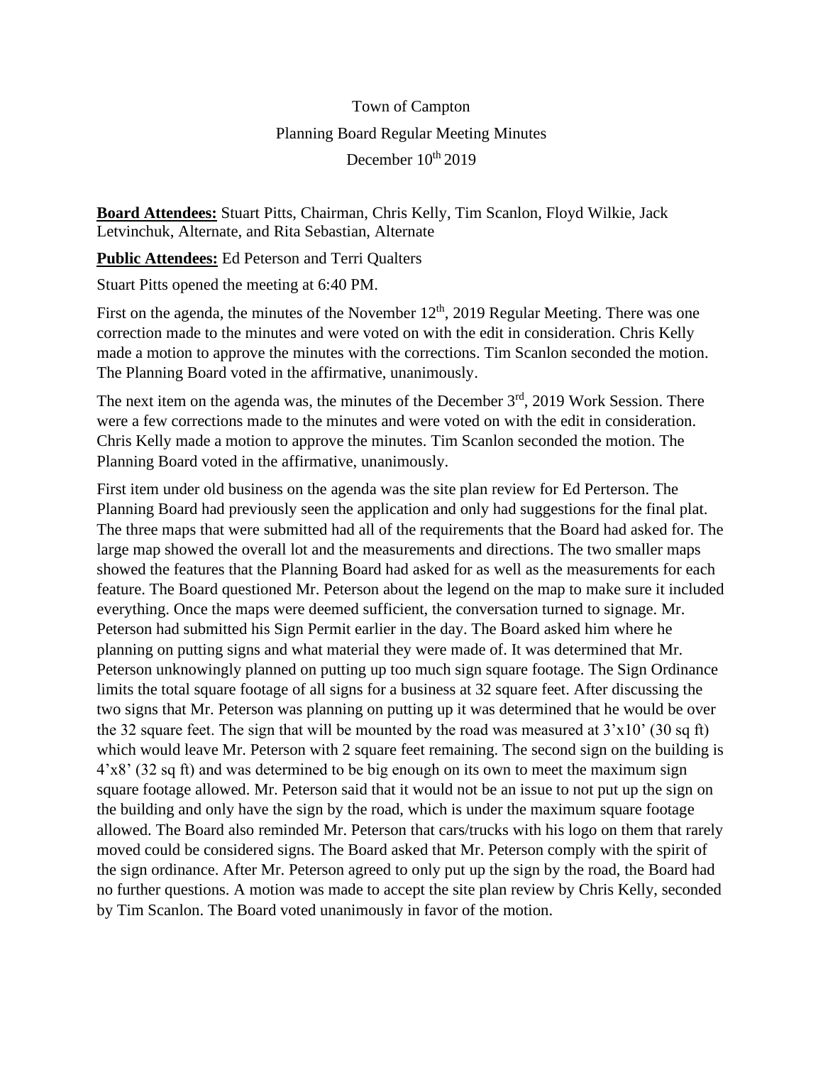Town of Campton

Planning Board Regular Meeting Minutes

December 10th 2019

**Board Attendees:** Stuart Pitts, Chairman, Chris Kelly, Tim Scanlon, Floyd Wilkie, Jack Letvinchuk, Alternate, and Rita Sebastian, Alternate

**Public Attendees:** Ed Peterson and Terri Qualters

Stuart Pitts opened the meeting at 6:40 PM.

First on the agenda, the minutes of the November 12th, 2019 Regular Meeting. There was one correction made to the minutes and were voted on with the edit in consideration. Chris Kelly made a motion to approve the minutes with the corrections. Tim Scanlon seconded the motion. The Planning Board voted in the affirmative, unanimously.

The next item on the agenda was, the minutes of the December 3rd, 2019 Work Session. There were a few corrections made to the minutes and were voted on with the edit in consideration. Chris Kelly made a motion to approve the minutes. Tim Scanlon seconded the motion. The Planning Board voted in the affirmative, unanimously.

First item under old business on the agenda was the site plan review for Ed Perterson. The Planning Board had previously seen the application and only had suggestions for the final plat. The three maps that were submitted had all of the requirements that the Board had asked for. The large map showed the overall lot and the measurements and directions. The two smaller maps showed the features that the Planning Board had asked for as well as the measurements for each feature. The Board questioned Mr. Peterson about the legend on the map to make sure it included everything. Once the maps were deemed sufficient, the conversation turned to signage. Mr. Peterson had submitted his Sign Permit earlier in the day. The Board asked him where he planning on putting signs and what material they were made of. It was determined that Mr. Peterson unknowingly planned on putting up too much sign square footage. The Sign Ordinance limits the total square footage of all signs for a business at 32 square feet. After discussing the two signs that Mr. Peterson was planning on putting up it was determined that he would be over the 32 square feet. The sign that will be mounted by the road was measured at 3'x10' (30 sq ft) which would leave Mr. Peterson with 2 square feet remaining. The second sign on the building is 4'x8' (32 sq ft) and was determined to be big enough on its own to meet the maximum sign square footage allowed. Mr. Peterson said that it would not be an issue to not put up the sign on the building and only have the sign by the road, which is under the maximum square footage allowed. The Board also reminded Mr. Peterson that cars/trucks with his logo on them that rarely moved could be considered signs. The Board asked that Mr. Peterson comply with the spirit of the sign ordinance. After Mr. Peterson agreed to only put up the sign by the road, the Board had no further questions. A motion was made to accept the site plan review by Chris Kelly, seconded by Tim Scanlon. The Board voted unanimously in favor of the motion.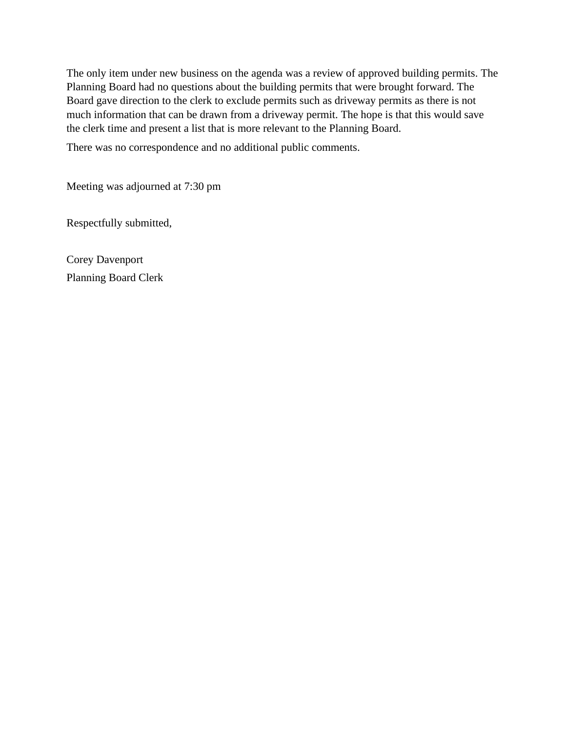The only item under new business on the agenda was a review of approved building permits. The Planning Board had no questions about the building permits that were brought forward. The Board gave direction to the clerk to exclude permits such as driveway permits as there is not much information that can be drawn from a driveway permit. The hope is that this would save the clerk time and present a list that is more relevant to the Planning Board.

There was no correspondence and no additional public comments.

Meeting was adjourned at 7:30 pm

Respectfully submitted,

Corey Davenport
Planning Board Clerk